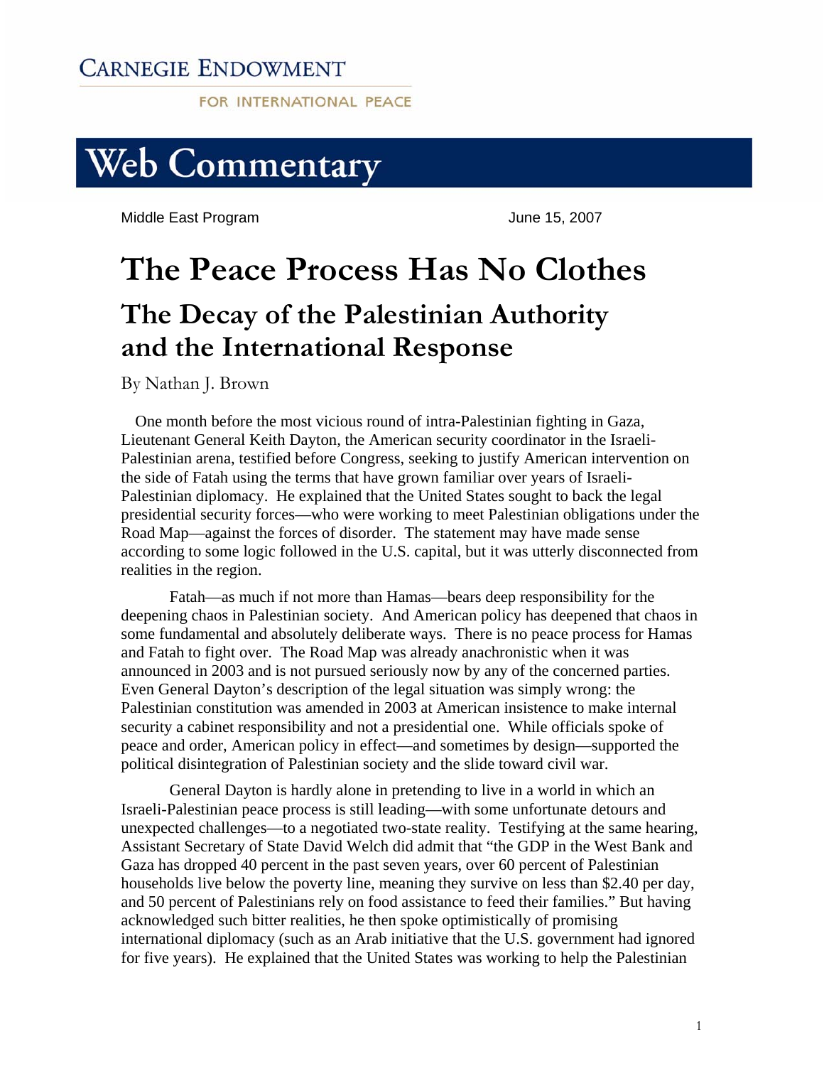**Carnegie Endowment**
**for International Peace**

# Web Commentary

Middle East Program June 15, 2007

# The Peace Process Has No Clothes

## The Decay of the Palestinian Authority and the International Response

By Nathan J. Brown

One month before the most vicious round of intra-Palestinian fighting in Gaza, Lieutenant General Keith Dayton, the American security coordinator in the Israeli-Palestinian arena, testified before Congress, seeking to justify American intervention on the side of Fatah using the terms that have grown familiar over years of Israeli-Palestinian diplomacy. He explained that the United States sought to back the legal presidential security forces—who were working to meet Palestinian obligations under the Road Map—against the forces of disorder. The statement may have made sense according to some logic followed in the U.S. capital, but it was utterly disconnected from realities in the region.

Fatah—as much if not more than Hamas—bears deep responsibility for the deepening chaos in Palestinian society. And American policy has deepened that chaos in some fundamental and absolutely deliberate ways. There is no peace process for Hamas and Fatah to fight over. The Road Map was already anachronistic when it was announced in 2003 and is not pursued seriously now by any of the concerned parties. Even General Dayton's description of the legal situation was simply wrong: the Palestinian constitution was amended in 2003 at American insistence to make internal security a cabinet responsibility and not a presidential one. While officials spoke of peace and order, American policy in effect—and sometimes by design—supported the political disintegration of Palestinian society and the slide toward civil war.

General Dayton is hardly alone in pretending to live in a world in which an Israeli-Palestinian peace process is still leading—with some unfortunate detours and unexpected challenges—to a negotiated two-state reality. Testifying at the same hearing, Assistant Secretary of State David Welch did admit that "the GDP in the West Bank and Gaza has dropped 40 percent in the past seven years, over 60 percent of Palestinian households live below the poverty line, meaning they survive on less than $2.40 per day, and 50 percent of Palestinians rely on food assistance to feed their families." But having acknowledged such bitter realities, he then spoke optimistically of promising international diplomacy (such as an Arab initiative that the U.S. government had ignored for five years). He explained that the United States was working to help the Palestinian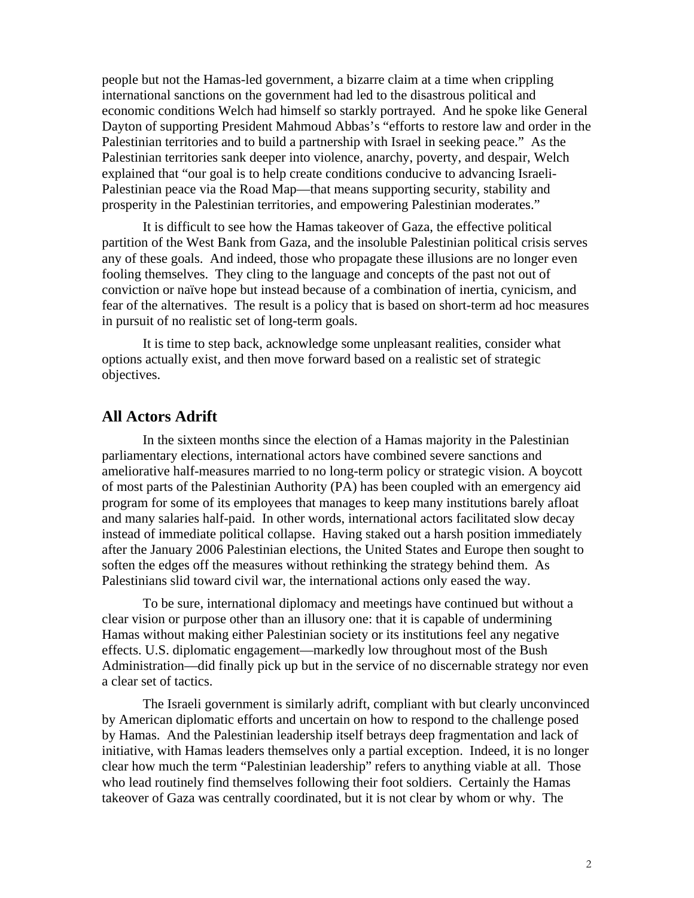people but not the Hamas-led government, a bizarre claim at a time when crippling international sanctions on the government had led to the disastrous political and economic conditions Welch had himself so starkly portrayed. And he spoke like General Dayton of supporting President Mahmoud Abbas's "efforts to restore law and order in the Palestinian territories and to build a partnership with Israel in seeking peace." As the Palestinian territories sank deeper into violence, anarchy, poverty, and despair, Welch explained that "our goal is to help create conditions conducive to advancing Israeli-Palestinian peace via the Road Map—that means supporting security, stability and prosperity in the Palestinian territories, and empowering Palestinian moderates."

It is difficult to see how the Hamas takeover of Gaza, the effective political partition of the West Bank from Gaza, and the insoluble Palestinian political crisis serves any of these goals. And indeed, those who propagate these illusions are no longer even fooling themselves. They cling to the language and concepts of the past not out of conviction or naïve hope but instead because of a combination of inertia, cynicism, and fear of the alternatives. The result is a policy that is based on short-term ad hoc measures in pursuit of no realistic set of long-term goals.

It is time to step back, acknowledge some unpleasant realities, consider what options actually exist, and then move forward based on a realistic set of strategic objectives.

## All Actors Adrift

In the sixteen months since the election of a Hamas majority in the Palestinian parliamentary elections, international actors have combined severe sanctions and ameliorative half-measures married to no long-term policy or strategic vision. A boycott of most parts of the Palestinian Authority (PA) has been coupled with an emergency aid program for some of its employees that manages to keep many institutions barely afloat and many salaries half-paid. In other words, international actors facilitated slow decay instead of immediate political collapse. Having staked out a harsh position immediately after the January 2006 Palestinian elections, the United States and Europe then sought to soften the edges off the measures without rethinking the strategy behind them. As Palestinians slid toward civil war, the international actions only eased the way.

To be sure, international diplomacy and meetings have continued but without a clear vision or purpose other than an illusory one: that it is capable of undermining Hamas without making either Palestinian society or its institutions feel any negative effects. U.S. diplomatic engagement—markedly low throughout most of the Bush Administration—did finally pick up but in the service of no discernable strategy nor even a clear set of tactics.

The Israeli government is similarly adrift, compliant with but clearly unconvinced by American diplomatic efforts and uncertain on how to respond to the challenge posed by Hamas. And the Palestinian leadership itself betrays deep fragmentation and lack of initiative, with Hamas leaders themselves only a partial exception. Indeed, it is no longer clear how much the term "Palestinian leadership" refers to anything viable at all. Those who lead routinely find themselves following their foot soldiers. Certainly the Hamas takeover of Gaza was centrally coordinated, but it is not clear by whom or why. The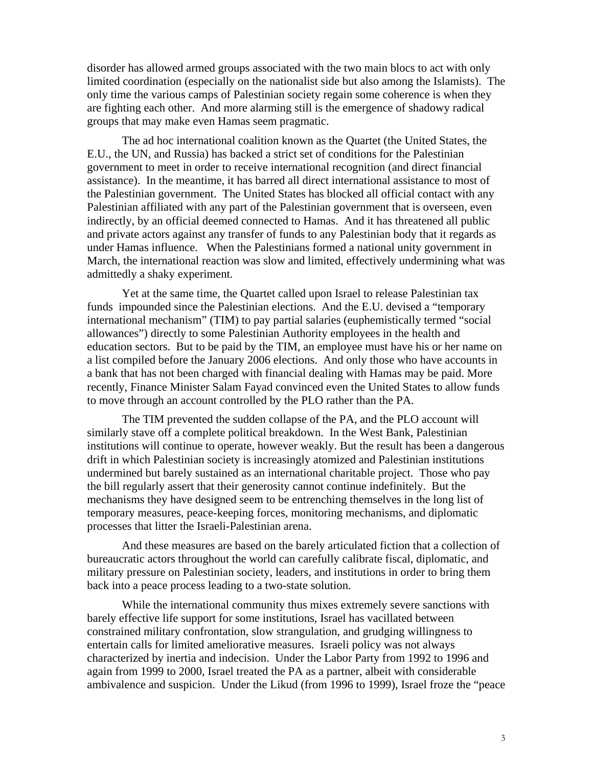disorder has allowed armed groups associated with the two main blocs to act with only limited coordination (especially on the nationalist side but also among the Islamists). The only time the various camps of Palestinian society regain some coherence is when they are fighting each other. And more alarming still is the emergence of shadowy radical groups that may make even Hamas seem pragmatic.

The ad hoc international coalition known as the Quartet (the United States, the E.U., the UN, and Russia) has backed a strict set of conditions for the Palestinian government to meet in order to receive international recognition (and direct financial assistance). In the meantime, it has barred all direct international assistance to most of the Palestinian government. The United States has blocked all official contact with any Palestinian affiliated with any part of the Palestinian government that is overseen, even indirectly, by an official deemed connected to Hamas. And it has threatened all public and private actors against any transfer of funds to any Palestinian body that it regards as under Hamas influence. When the Palestinians formed a national unity government in March, the international reaction was slow and limited, effectively undermining what was admittedly a shaky experiment.

Yet at the same time, the Quartet called upon Israel to release Palestinian tax funds impounded since the Palestinian elections. And the E.U. devised a "temporary international mechanism" (TIM) to pay partial salaries (euphemistically termed "social allowances") directly to some Palestinian Authority employees in the health and education sectors. But to be paid by the TIM, an employee must have his or her name on a list compiled before the January 2006 elections. And only those who have accounts in a bank that has not been charged with financial dealing with Hamas may be paid. More recently, Finance Minister Salam Fayad convinced even the United States to allow funds to move through an account controlled by the PLO rather than the PA.

The TIM prevented the sudden collapse of the PA, and the PLO account will similarly stave off a complete political breakdown. In the West Bank, Palestinian institutions will continue to operate, however weakly. But the result has been a dangerous drift in which Palestinian society is increasingly atomized and Palestinian institutions undermined but barely sustained as an international charitable project. Those who pay the bill regularly assert that their generosity cannot continue indefinitely. But the mechanisms they have designed seem to be entrenching themselves in the long list of temporary measures, peace-keeping forces, monitoring mechanisms, and diplomatic processes that litter the Israeli-Palestinian arena.

And these measures are based on the barely articulated fiction that a collection of bureaucratic actors throughout the world can carefully calibrate fiscal, diplomatic, and military pressure on Palestinian society, leaders, and institutions in order to bring them back into a peace process leading to a two-state solution.

While the international community thus mixes extremely severe sanctions with barely effective life support for some institutions, Israel has vacillated between constrained military confrontation, slow strangulation, and grudging willingness to entertain calls for limited ameliorative measures. Israeli policy was not always characterized by inertia and indecision. Under the Labor Party from 1992 to 1996 and again from 1999 to 2000, Israel treated the PA as a partner, albeit with considerable ambivalence and suspicion. Under the Likud (from 1996 to 1999), Israel froze the "peace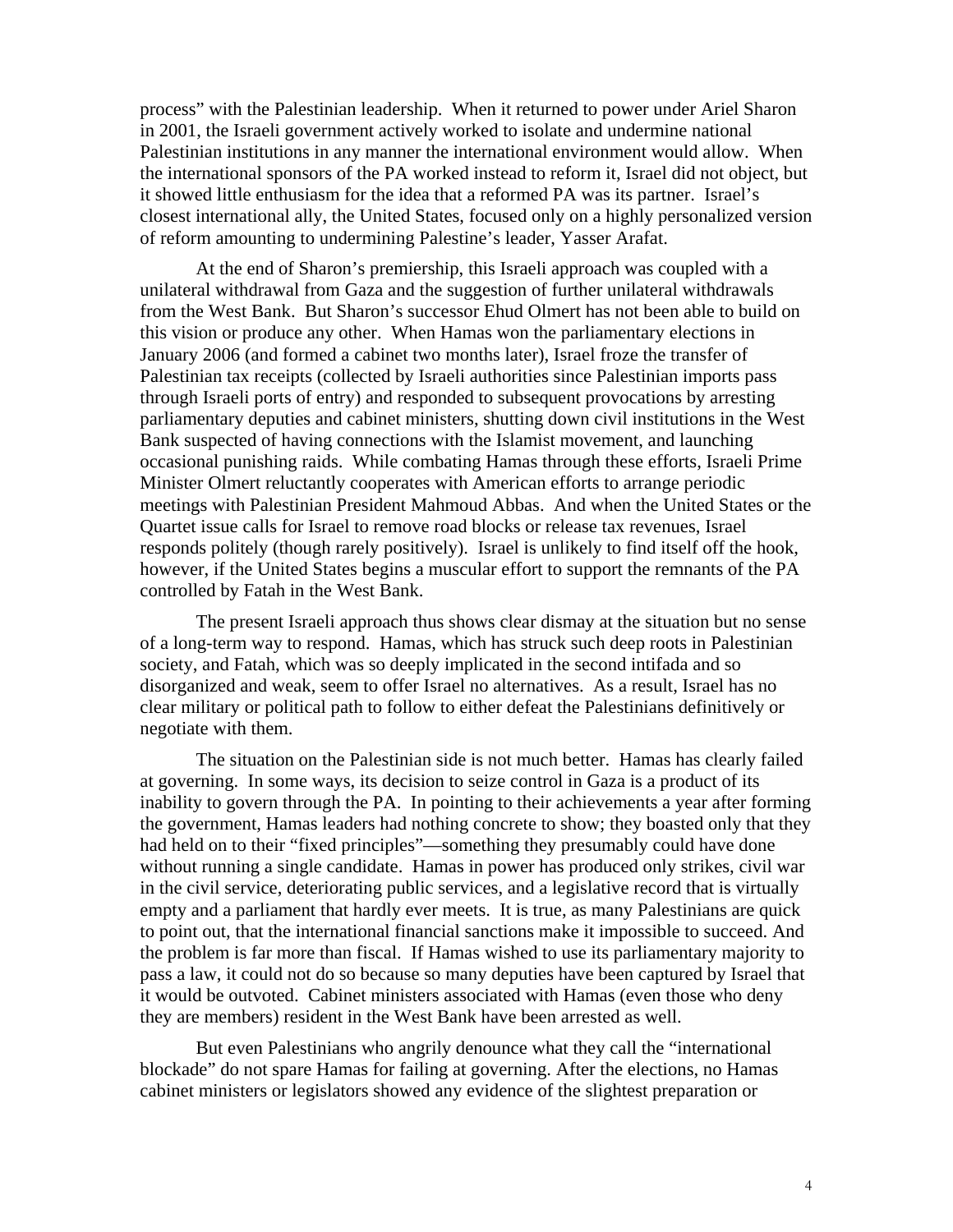process" with the Palestinian leadership. When it returned to power under Ariel Sharon in 2001, the Israeli government actively worked to isolate and undermine national Palestinian institutions in any manner the international environment would allow. When the international sponsors of the PA worked instead to reform it, Israel did not object, but it showed little enthusiasm for the idea that a reformed PA was its partner. Israel's closest international ally, the United States, focused only on a highly personalized version of reform amounting to undermining Palestine's leader, Yasser Arafat.

At the end of Sharon's premiership, this Israeli approach was coupled with a unilateral withdrawal from Gaza and the suggestion of further unilateral withdrawals from the West Bank. But Sharon's successor Ehud Olmert has not been able to build on this vision or produce any other. When Hamas won the parliamentary elections in January 2006 (and formed a cabinet two months later), Israel froze the transfer of Palestinian tax receipts (collected by Israeli authorities since Palestinian imports pass through Israeli ports of entry) and responded to subsequent provocations by arresting parliamentary deputies and cabinet ministers, shutting down civil institutions in the West Bank suspected of having connections with the Islamist movement, and launching occasional punishing raids. While combating Hamas through these efforts, Israeli Prime Minister Olmert reluctantly cooperates with American efforts to arrange periodic meetings with Palestinian President Mahmoud Abbas. And when the United States or the Quartet issue calls for Israel to remove road blocks or release tax revenues, Israel responds politely (though rarely positively). Israel is unlikely to find itself off the hook, however, if the United States begins a muscular effort to support the remnants of the PA controlled by Fatah in the West Bank.

The present Israeli approach thus shows clear dismay at the situation but no sense of a long-term way to respond. Hamas, which has struck such deep roots in Palestinian society, and Fatah, which was so deeply implicated in the second intifada and so disorganized and weak, seem to offer Israel no alternatives. As a result, Israel has no clear military or political path to follow to either defeat the Palestinians definitively or negotiate with them.

The situation on the Palestinian side is not much better. Hamas has clearly failed at governing. In some ways, its decision to seize control in Gaza is a product of its inability to govern through the PA. In pointing to their achievements a year after forming the government, Hamas leaders had nothing concrete to show; they boasted only that they had held on to their "fixed principles"—something they presumably could have done without running a single candidate. Hamas in power has produced only strikes, civil war in the civil service, deteriorating public services, and a legislative record that is virtually empty and a parliament that hardly ever meets. It is true, as many Palestinians are quick to point out, that the international financial sanctions make it impossible to succeed. And the problem is far more than fiscal. If Hamas wished to use its parliamentary majority to pass a law, it could not do so because so many deputies have been captured by Israel that it would be outvoted. Cabinet ministers associated with Hamas (even those who deny they are members) resident in the West Bank have been arrested as well.

But even Palestinians who angrily denounce what they call the "international blockade" do not spare Hamas for failing at governing. After the elections, no Hamas cabinet ministers or legislators showed any evidence of the slightest preparation or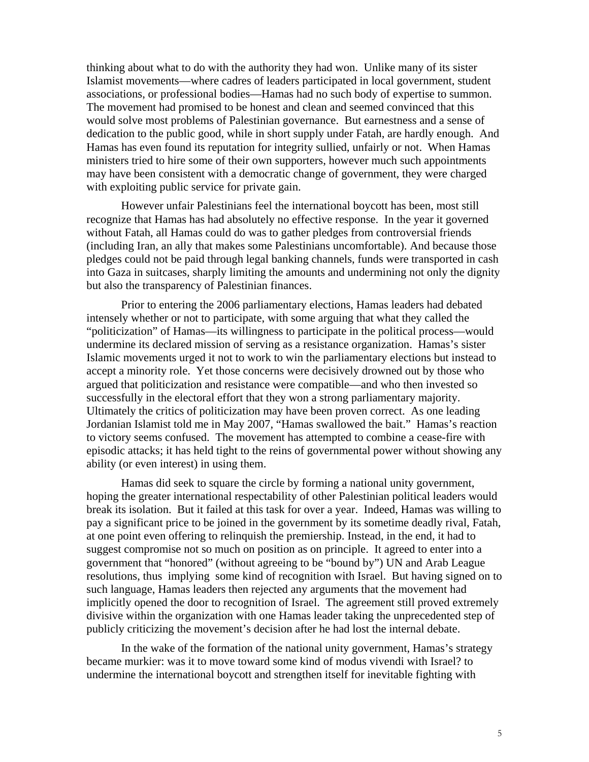thinking about what to do with the authority they had won. Unlike many of its sister Islamist movements—where cadres of leaders participated in local government, student associations, or professional bodies—Hamas had no such body of expertise to summon. The movement had promised to be honest and clean and seemed convinced that this would solve most problems of Palestinian governance. But earnestness and a sense of dedication to the public good, while in short supply under Fatah, are hardly enough. And Hamas has even found its reputation for integrity sullied, unfairly or not. When Hamas ministers tried to hire some of their own supporters, however much such appointments may have been consistent with a democratic change of government, they were charged with exploiting public service for private gain.

However unfair Palestinians feel the international boycott has been, most still recognize that Hamas has had absolutely no effective response. In the year it governed without Fatah, all Hamas could do was to gather pledges from controversial friends (including Iran, an ally that makes some Palestinians uncomfortable). And because those pledges could not be paid through legal banking channels, funds were transported in cash into Gaza in suitcases, sharply limiting the amounts and undermining not only the dignity but also the transparency of Palestinian finances.

Prior to entering the 2006 parliamentary elections, Hamas leaders had debated intensely whether or not to participate, with some arguing that what they called the "politicization" of Hamas—its willingness to participate in the political process—would undermine its declared mission of serving as a resistance organization. Hamas's sister Islamic movements urged it not to work to win the parliamentary elections but instead to accept a minority role. Yet those concerns were decisively drowned out by those who argued that politicization and resistance were compatible—and who then invested so successfully in the electoral effort that they won a strong parliamentary majority. Ultimately the critics of politicization may have been proven correct. As one leading Jordanian Islamist told me in May 2007, "Hamas swallowed the bait." Hamas's reaction to victory seems confused. The movement has attempted to combine a cease-fire with episodic attacks; it has held tight to the reins of governmental power without showing any ability (or even interest) in using them.

Hamas did seek to square the circle by forming a national unity government, hoping the greater international respectability of other Palestinian political leaders would break its isolation. But it failed at this task for over a year. Indeed, Hamas was willing to pay a significant price to be joined in the government by its sometime deadly rival, Fatah, at one point even offering to relinquish the premiership. Instead, in the end, it had to suggest compromise not so much on position as on principle. It agreed to enter into a government that "honored" (without agreeing to be "bound by") UN and Arab League resolutions, thus implying some kind of recognition with Israel. But having signed on to such language, Hamas leaders then rejected any arguments that the movement had implicitly opened the door to recognition of Israel. The agreement still proved extremely divisive within the organization with one Hamas leader taking the unprecedented step of publicly criticizing the movement's decision after he had lost the internal debate.

In the wake of the formation of the national unity government, Hamas's strategy became murkier: was it to move toward some kind of modus vivendi with Israel? to undermine the international boycott and strengthen itself for inevitable fighting with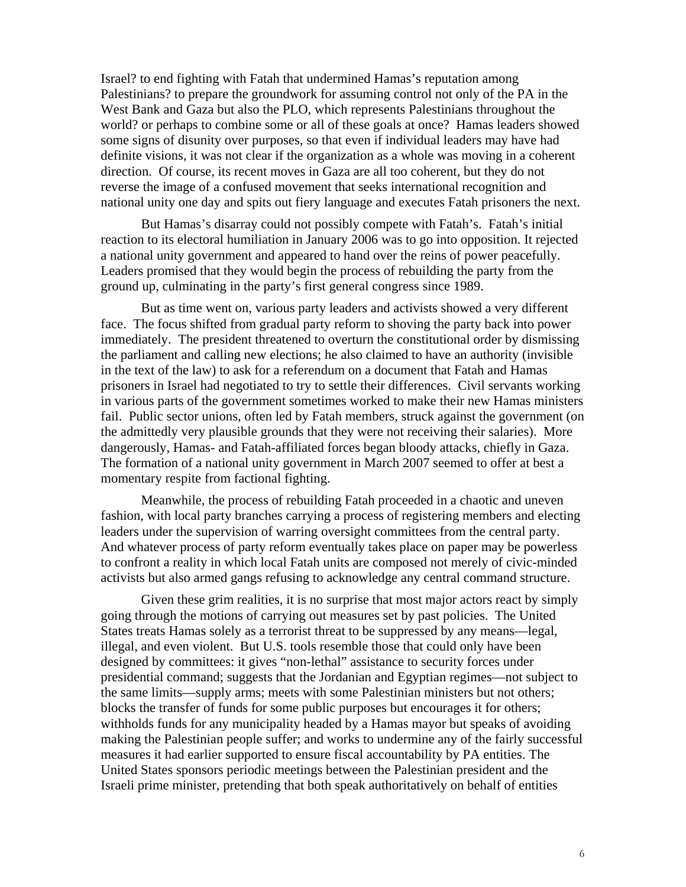Israel? to end fighting with Fatah that undermined Hamas's reputation among Palestinians? to prepare the groundwork for assuming control not only of the PA in the West Bank and Gaza but also the PLO, which represents Palestinians throughout the world? or perhaps to combine some or all of these goals at once? Hamas leaders showed some signs of disunity over purposes, so that even if individual leaders may have had definite visions, it was not clear if the organization as a whole was moving in a coherent direction. Of course, its recent moves in Gaza are all too coherent, but they do not reverse the image of a confused movement that seeks international recognition and national unity one day and spits out fiery language and executes Fatah prisoners the next.

But Hamas's disarray could not possibly compete with Fatah's. Fatah's initial reaction to its electoral humiliation in January 2006 was to go into opposition. It rejected a national unity government and appeared to hand over the reins of power peacefully. Leaders promised that they would begin the process of rebuilding the party from the ground up, culminating in the party's first general congress since 1989.

But as time went on, various party leaders and activists showed a very different face. The focus shifted from gradual party reform to shoving the party back into power immediately. The president threatened to overturn the constitutional order by dismissing the parliament and calling new elections; he also claimed to have an authority (invisible in the text of the law) to ask for a referendum on a document that Fatah and Hamas prisoners in Israel had negotiated to try to settle their differences. Civil servants working in various parts of the government sometimes worked to make their new Hamas ministers fail. Public sector unions, often led by Fatah members, struck against the government (on the admittedly very plausible grounds that they were not receiving their salaries). More dangerously, Hamas- and Fatah-affiliated forces began bloody attacks, chiefly in Gaza. The formation of a national unity government in March 2007 seemed to offer at best a momentary respite from factional fighting.

Meanwhile, the process of rebuilding Fatah proceeded in a chaotic and uneven fashion, with local party branches carrying a process of registering members and electing leaders under the supervision of warring oversight committees from the central party. And whatever process of party reform eventually takes place on paper may be powerless to confront a reality in which local Fatah units are composed not merely of civic-minded activists but also armed gangs refusing to acknowledge any central command structure.

Given these grim realities, it is no surprise that most major actors react by simply going through the motions of carrying out measures set by past policies. The United States treats Hamas solely as a terrorist threat to be suppressed by any means—legal, illegal, and even violent. But U.S. tools resemble those that could only have been designed by committees: it gives "non-lethal" assistance to security forces under presidential command; suggests that the Jordanian and Egyptian regimes—not subject to the same limits—supply arms; meets with some Palestinian ministers but not others; blocks the transfer of funds for some public purposes but encourages it for others; withholds funds for any municipality headed by a Hamas mayor but speaks of avoiding making the Palestinian people suffer; and works to undermine any of the fairly successful measures it had earlier supported to ensure fiscal accountability by PA entities. The United States sponsors periodic meetings between the Palestinian president and the Israeli prime minister, pretending that both speak authoritatively on behalf of entities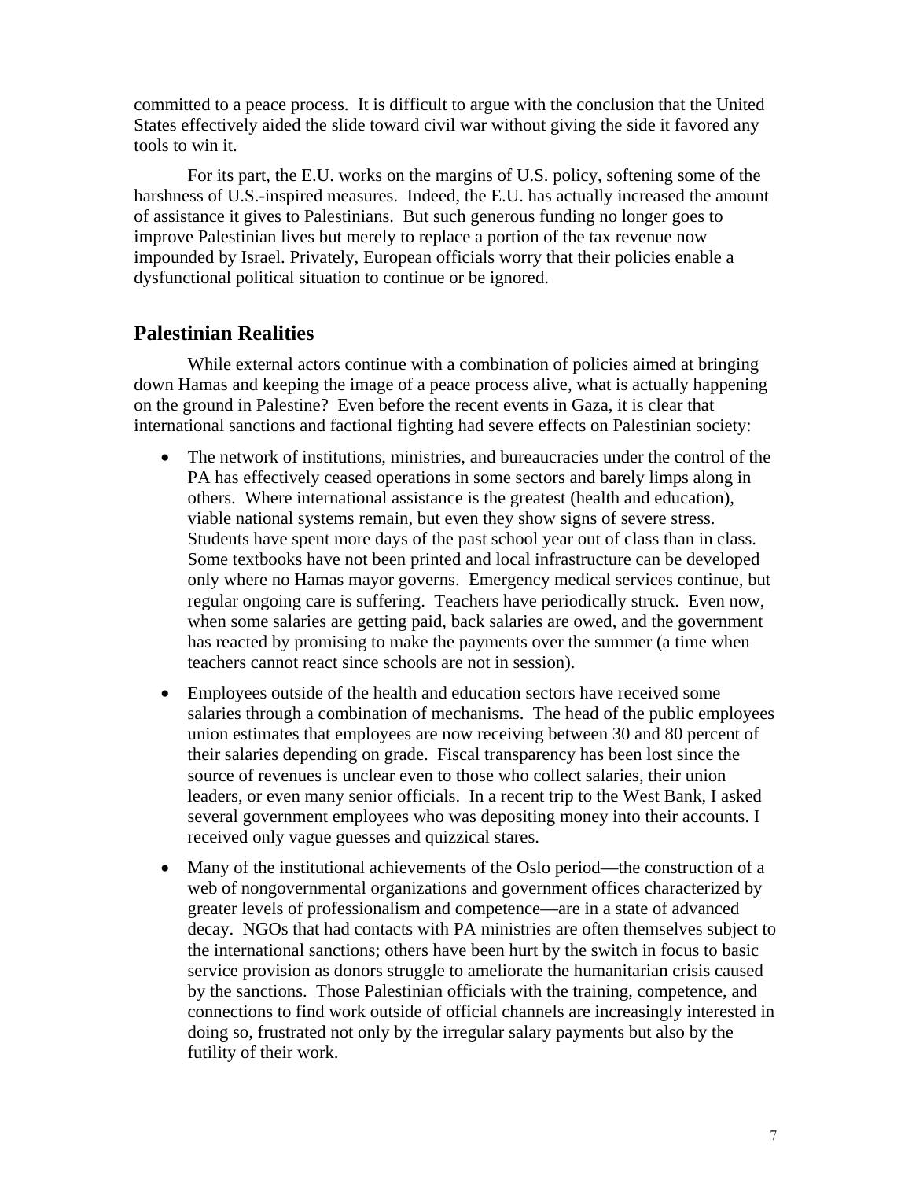committed to a peace process. It is difficult to argue with the conclusion that the United States effectively aided the slide toward civil war without giving the side it favored any tools to win it.

For its part, the E.U. works on the margins of U.S. policy, softening some of the harshness of U.S.-inspired measures. Indeed, the E.U. has actually increased the amount of assistance it gives to Palestinians. But such generous funding no longer goes to improve Palestinian lives but merely to replace a portion of the tax revenue now impounded by Israel. Privately, European officials worry that their policies enable a dysfunctional political situation to continue or be ignored.

## Palestinian Realities

While external actors continue with a combination of policies aimed at bringing down Hamas and keeping the image of a peace process alive, what is actually happening on the ground in Palestine? Even before the recent events in Gaza, it is clear that international sanctions and factional fighting had severe effects on Palestinian society:

- The network of institutions, ministries, and bureaucracies under the control of the PA has effectively ceased operations in some sectors and barely limps along in others. Where international assistance is the greatest (health and education), viable national systems remain, but even they show signs of severe stress. Students have spent more days of the past school year out of class than in class. Some textbooks have not been printed and local infrastructure can be developed only where no Hamas mayor governs. Emergency medical services continue, but regular ongoing care is suffering. Teachers have periodically struck. Even now, when some salaries are getting paid, back salaries are owed, and the government has reacted by promising to make the payments over the summer (a time when teachers cannot react since schools are not in session).
- Employees outside of the health and education sectors have received some salaries through a combination of mechanisms. The head of the public employees union estimates that employees are now receiving between 30 and 80 percent of their salaries depending on grade. Fiscal transparency has been lost since the source of revenues is unclear even to those who collect salaries, their union leaders, or even many senior officials. In a recent trip to the West Bank, I asked several government employees who was depositing money into their accounts. I received only vague guesses and quizzical stares.
- Many of the institutional achievements of the Oslo period—the construction of a web of nongovernmental organizations and government offices characterized by greater levels of professionalism and competence—are in a state of advanced decay. NGOs that had contacts with PA ministries are often themselves subject to the international sanctions; others have been hurt by the switch in focus to basic service provision as donors struggle to ameliorate the humanitarian crisis caused by the sanctions. Those Palestinian officials with the training, competence, and connections to find work outside of official channels are increasingly interested in doing so, frustrated not only by the irregular salary payments but also by the futility of their work.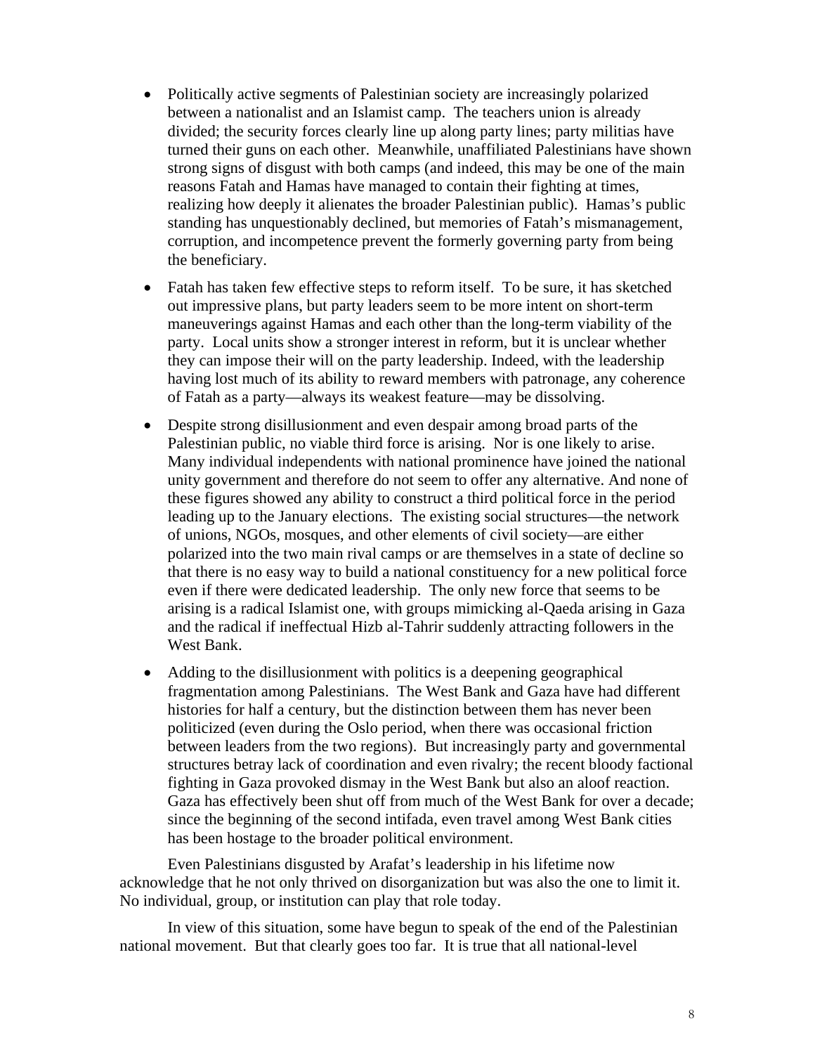- Politically active segments of Palestinian society are increasingly polarized between a nationalist and an Islamist camp. The teachers union is already divided; the security forces clearly line up along party lines; party militias have turned their guns on each other. Meanwhile, unaffiliated Palestinians have shown strong signs of disgust with both camps (and indeed, this may be one of the main reasons Fatah and Hamas have managed to contain their fighting at times, realizing how deeply it alienates the broader Palestinian public). Hamas's public standing has unquestionably declined, but memories of Fatah's mismanagement, corruption, and incompetence prevent the formerly governing party from being the beneficiary.

- Fatah has taken few effective steps to reform itself. To be sure, it has sketched out impressive plans, but party leaders seem to be more intent on short-term maneuverings against Hamas and each other than the long-term viability of the party. Local units show a stronger interest in reform, but it is unclear whether they can impose their will on the party leadership. Indeed, with the leadership having lost much of its ability to reward members with patronage, any coherence of Fatah as a party—always its weakest feature—may be dissolving.

- Despite strong disillusionment and even despair among broad parts of the Palestinian public, no viable third force is arising. Nor is one likely to arise. Many individual independents with national prominence have joined the national unity government and therefore do not seem to offer any alternative. And none of these figures showed any ability to construct a third political force in the period leading up to the January elections. The existing social structures—the network of unions, NGOs, mosques, and other elements of civil society—are either polarized into the two main rival camps or are themselves in a state of decline so that there is no easy way to build a national constituency for a new political force even if there were dedicated leadership. The only new force that seems to be arising is a radical Islamist one, with groups mimicking al-Qaeda arising in Gaza and the radical if ineffectual Hizb al-Tahrir suddenly attracting followers in the West Bank.

- Adding to the disillusionment with politics is a deepening geographical fragmentation among Palestinians. The West Bank and Gaza have had different histories for half a century, but the distinction between them has never been politicized (even during the Oslo period, when there was occasional friction between leaders from the two regions). But increasingly party and governmental structures betray lack of coordination and even rivalry; the recent bloody factional fighting in Gaza provoked dismay in the West Bank but also an aloof reaction. Gaza has effectively been shut off from much of the West Bank for over a decade; since the beginning of the second intifada, even travel among West Bank cities has been hostage to the broader political environment.

Even Palestinians disgusted by Arafat's leadership in his lifetime now acknowledge that he not only thrived on disorganization but was also the one to limit it. No individual, group, or institution can play that role today.

In view of this situation, some have begun to speak of the end of the Palestinian national movement. But that clearly goes too far. It is true that all national-level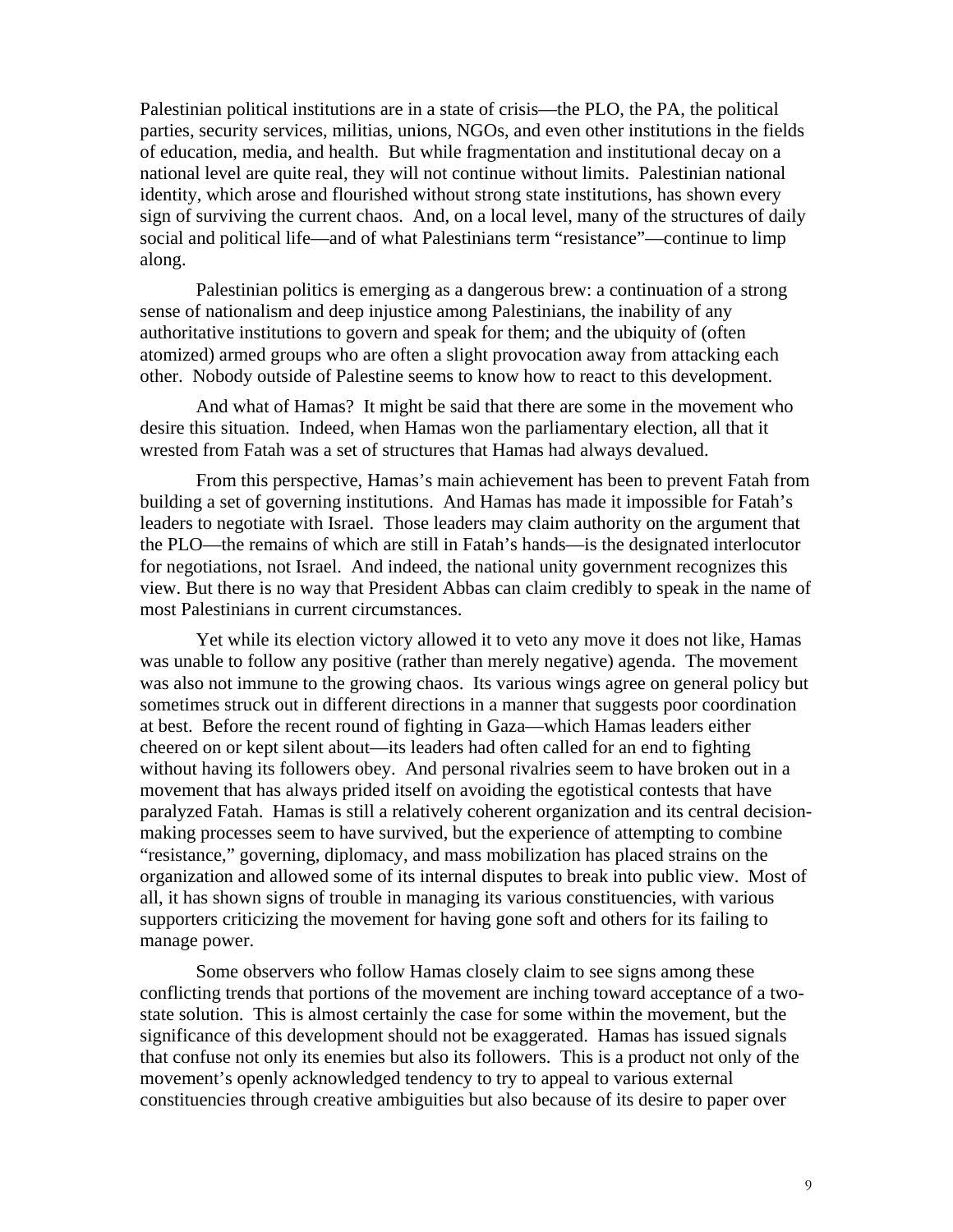Palestinian political institutions are in a state of crisis—the PLO, the PA, the political parties, security services, militias, unions, NGOs, and even other institutions in the fields of education, media, and health. But while fragmentation and institutional decay on a national level are quite real, they will not continue without limits. Palestinian national identity, which arose and flourished without strong state institutions, has shown every sign of surviving the current chaos. And, on a local level, many of the structures of daily social and political life—and of what Palestinians term "resistance"—continue to limp along.

Palestinian politics is emerging as a dangerous brew: a continuation of a strong sense of nationalism and deep injustice among Palestinians, the inability of any authoritative institutions to govern and speak for them; and the ubiquity of (often atomized) armed groups who are often a slight provocation away from attacking each other. Nobody outside of Palestine seems to know how to react to this development.

And what of Hamas? It might be said that there are some in the movement who desire this situation. Indeed, when Hamas won the parliamentary election, all that it wrested from Fatah was a set of structures that Hamas had always devalued.

From this perspective, Hamas's main achievement has been to prevent Fatah from building a set of governing institutions. And Hamas has made it impossible for Fatah's leaders to negotiate with Israel. Those leaders may claim authority on the argument that the PLO—the remains of which are still in Fatah's hands—is the designated interlocutor for negotiations, not Israel. And indeed, the national unity government recognizes this view. But there is no way that President Abbas can claim credibly to speak in the name of most Palestinians in current circumstances.

Yet while its election victory allowed it to veto any move it does not like, Hamas was unable to follow any positive (rather than merely negative) agenda. The movement was also not immune to the growing chaos. Its various wings agree on general policy but sometimes struck out in different directions in a manner that suggests poor coordination at best. Before the recent round of fighting in Gaza—which Hamas leaders either cheered on or kept silent about—its leaders had often called for an end to fighting without having its followers obey. And personal rivalries seem to have broken out in a movement that has always prided itself on avoiding the egotistical contests that have paralyzed Fatah. Hamas is still a relatively coherent organization and its central decision-making processes seem to have survived, but the experience of attempting to combine "resistance," governing, diplomacy, and mass mobilization has placed strains on the organization and allowed some of its internal disputes to break into public view. Most of all, it has shown signs of trouble in managing its various constituencies, with various supporters criticizing the movement for having gone soft and others for its failing to manage power.

Some observers who follow Hamas closely claim to see signs among these conflicting trends that portions of the movement are inching toward acceptance of a two-state solution. This is almost certainly the case for some within the movement, but the significance of this development should not be exaggerated. Hamas has issued signals that confuse not only its enemies but also its followers. This is a product not only of the movement's openly acknowledged tendency to try to appeal to various external constituencies through creative ambiguities but also because of its desire to paper over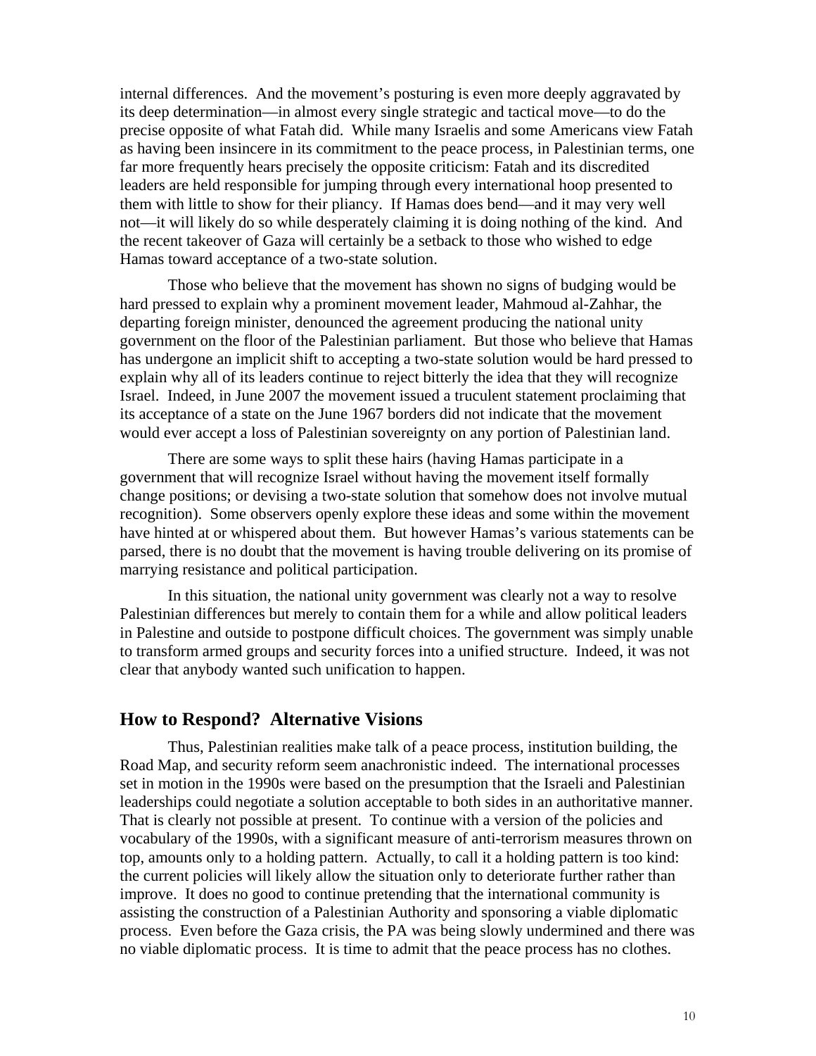internal differences. And the movement's posturing is even more deeply aggravated by its deep determination—in almost every single strategic and tactical move—to do the precise opposite of what Fatah did. While many Israelis and some Americans view Fatah as having been insincere in its commitment to the peace process, in Palestinian terms, one far more frequently hears precisely the opposite criticism: Fatah and its discredited leaders are held responsible for jumping through every international hoop presented to them with little to show for their pliancy. If Hamas does bend—and it may very well not—it will likely do so while desperately claiming it is doing nothing of the kind. And the recent takeover of Gaza will certainly be a setback to those who wished to edge Hamas toward acceptance of a two-state solution.

Those who believe that the movement has shown no signs of budging would be hard pressed to explain why a prominent movement leader, Mahmoud al-Zahhar, the departing foreign minister, denounced the agreement producing the national unity government on the floor of the Palestinian parliament. But those who believe that Hamas has undergone an implicit shift to accepting a two-state solution would be hard pressed to explain why all of its leaders continue to reject bitterly the idea that they will recognize Israel. Indeed, in June 2007 the movement issued a truculent statement proclaiming that its acceptance of a state on the June 1967 borders did not indicate that the movement would ever accept a loss of Palestinian sovereignty on any portion of Palestinian land.

There are some ways to split these hairs (having Hamas participate in a government that will recognize Israel without having the movement itself formally change positions; or devising a two-state solution that somehow does not involve mutual recognition). Some observers openly explore these ideas and some within the movement have hinted at or whispered about them. But however Hamas's various statements can be parsed, there is no doubt that the movement is having trouble delivering on its promise of marrying resistance and political participation.

In this situation, the national unity government was clearly not a way to resolve Palestinian differences but merely to contain them for a while and allow political leaders in Palestine and outside to postpone difficult choices. The government was simply unable to transform armed groups and security forces into a unified structure. Indeed, it was not clear that anybody wanted such unification to happen.

## How to Respond? Alternative Visions

Thus, Palestinian realities make talk of a peace process, institution building, the Road Map, and security reform seem anachronistic indeed. The international processes set in motion in the 1990s were based on the presumption that the Israeli and Palestinian leaderships could negotiate a solution acceptable to both sides in an authoritative manner. That is clearly not possible at present. To continue with a version of the policies and vocabulary of the 1990s, with a significant measure of anti-terrorism measures thrown on top, amounts only to a holding pattern. Actually, to call it a holding pattern is too kind: the current policies will likely allow the situation only to deteriorate further rather than improve. It does no good to continue pretending that the international community is assisting the construction of a Palestinian Authority and sponsoring a viable diplomatic process. Even before the Gaza crisis, the PA was being slowly undermined and there was no viable diplomatic process. It is time to admit that the peace process has no clothes.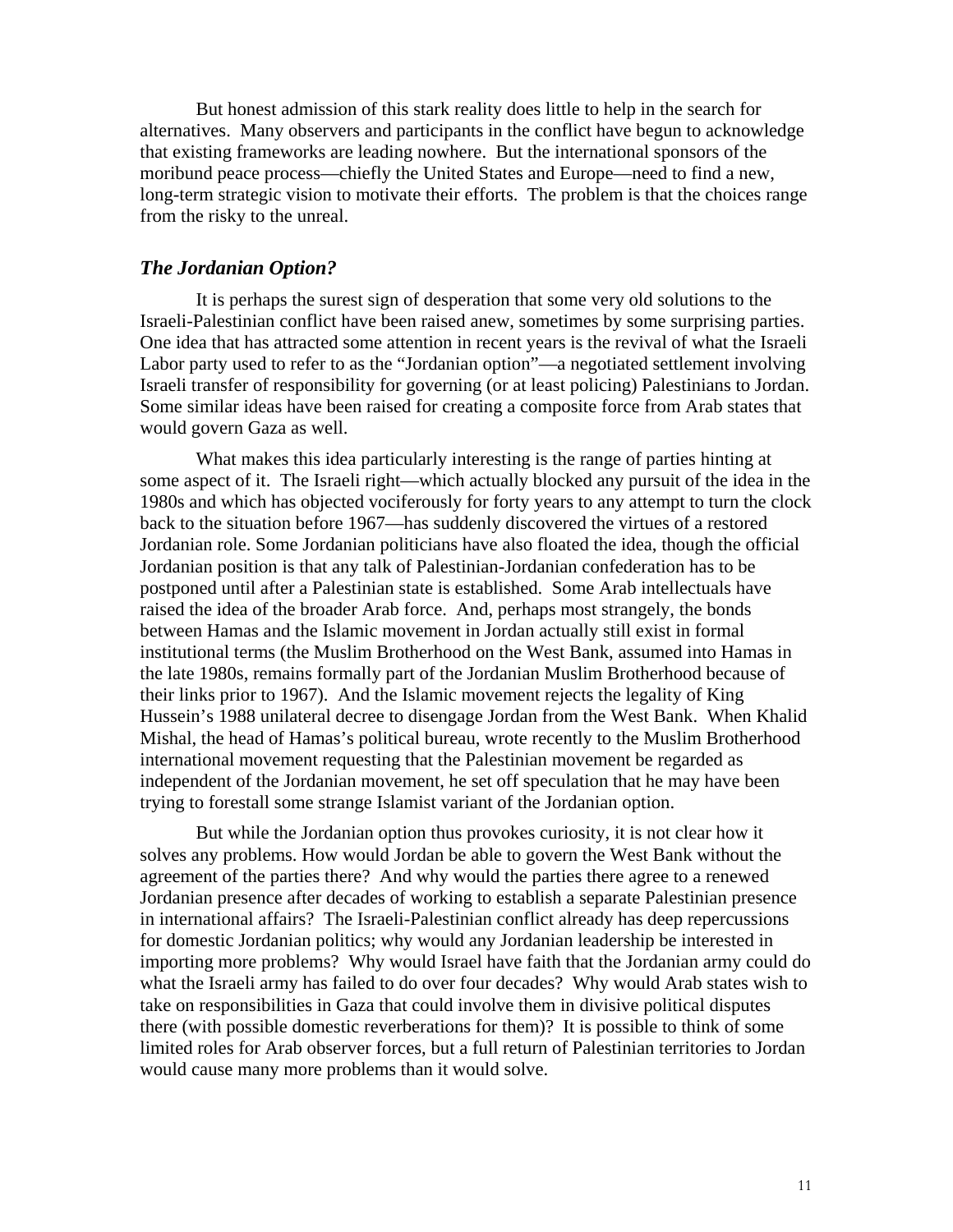But honest admission of this stark reality does little to help in the search for alternatives. Many observers and participants in the conflict have begun to acknowledge that existing frameworks are leading nowhere. But the international sponsors of the moribund peace process—chiefly the United States and Europe—need to find a new, long-term strategic vision to motivate their efforts. The problem is that the choices range from the risky to the unreal.

### *The Jordanian Option?*

It is perhaps the surest sign of desperation that some very old solutions to the Israeli-Palestinian conflict have been raised anew, sometimes by some surprising parties. One idea that has attracted some attention in recent years is the revival of what the Israeli Labor party used to refer to as the "Jordanian option"—a negotiated settlement involving Israeli transfer of responsibility for governing (or at least policing) Palestinians to Jordan. Some similar ideas have been raised for creating a composite force from Arab states that would govern Gaza as well.

What makes this idea particularly interesting is the range of parties hinting at some aspect of it. The Israeli right—which actually blocked any pursuit of the idea in the 1980s and which has objected vociferously for forty years to any attempt to turn the clock back to the situation before 1967—has suddenly discovered the virtues of a restored Jordanian role. Some Jordanian politicians have also floated the idea, though the official Jordanian position is that any talk of Palestinian-Jordanian confederation has to be postponed until after a Palestinian state is established. Some Arab intellectuals have raised the idea of the broader Arab force. And, perhaps most strangely, the bonds between Hamas and the Islamic movement in Jordan actually still exist in formal institutional terms (the Muslim Brotherhood on the West Bank, assumed into Hamas in the late 1980s, remains formally part of the Jordanian Muslim Brotherhood because of their links prior to 1967). And the Islamic movement rejects the legality of King Hussein's 1988 unilateral decree to disengage Jordan from the West Bank. When Khalid Mishal, the head of Hamas's political bureau, wrote recently to the Muslim Brotherhood international movement requesting that the Palestinian movement be regarded as independent of the Jordanian movement, he set off speculation that he may have been trying to forestall some strange Islamist variant of the Jordanian option.

But while the Jordanian option thus provokes curiosity, it is not clear how it solves any problems. How would Jordan be able to govern the West Bank without the agreement of the parties there? And why would the parties there agree to a renewed Jordanian presence after decades of working to establish a separate Palestinian presence in international affairs? The Israeli-Palestinian conflict already has deep repercussions for domestic Jordanian politics; why would any Jordanian leadership be interested in importing more problems? Why would Israel have faith that the Jordanian army could do what the Israeli army has failed to do over four decades? Why would Arab states wish to take on responsibilities in Gaza that could involve them in divisive political disputes there (with possible domestic reverberations for them)? It is possible to think of some limited roles for Arab observer forces, but a full return of Palestinian territories to Jordan would cause many more problems than it would solve.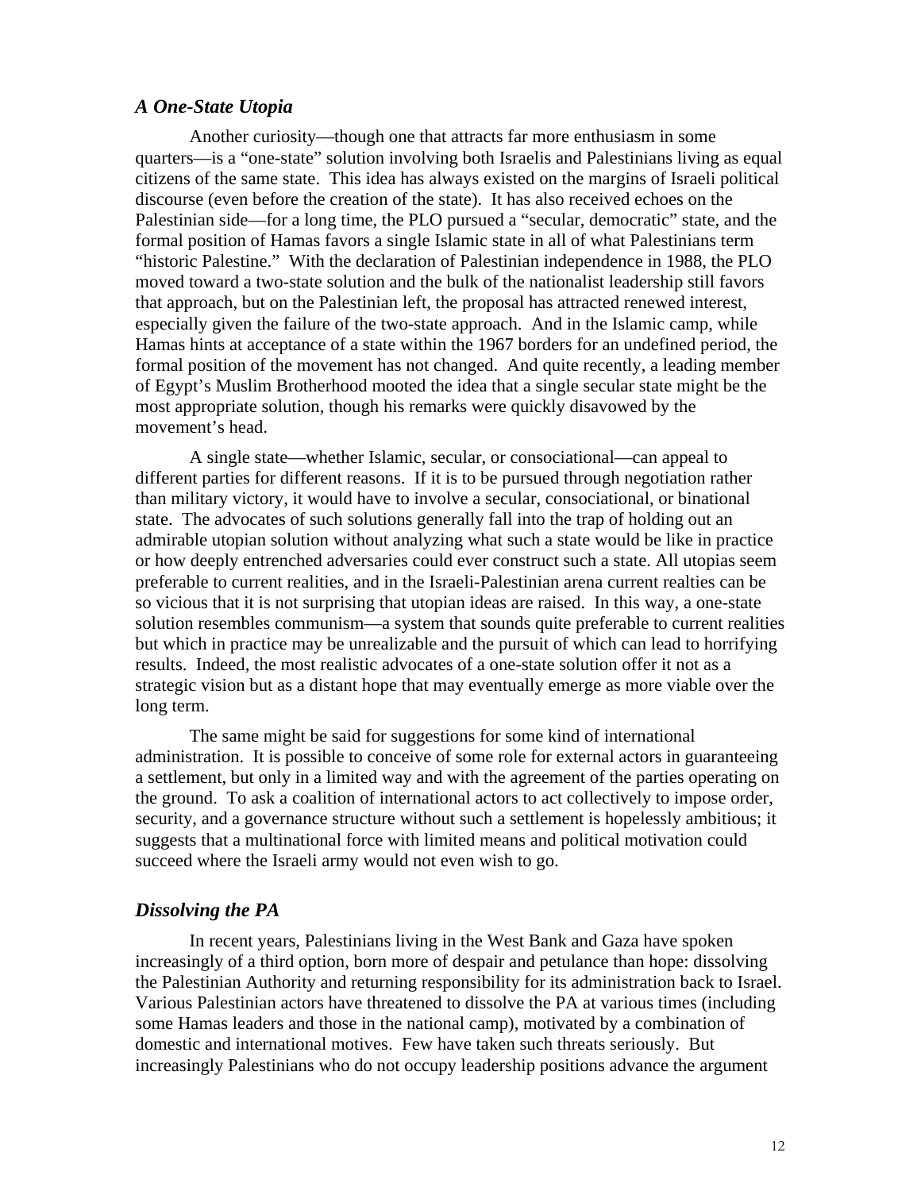### *A One-State Utopia*

Another curiosity—though one that attracts far more enthusiasm in some quarters—is a "one-state" solution involving both Israelis and Palestinians living as equal citizens of the same state. This idea has always existed on the margins of Israeli political discourse (even before the creation of the state). It has also received echoes on the Palestinian side—for a long time, the PLO pursued a "secular, democratic" state, and the formal position of Hamas favors a single Islamic state in all of what Palestinians term "historic Palestine." With the declaration of Palestinian independence in 1988, the PLO moved toward a two-state solution and the bulk of the nationalist leadership still favors that approach, but on the Palestinian left, the proposal has attracted renewed interest, especially given the failure of the two-state approach. And in the Islamic camp, while Hamas hints at acceptance of a state within the 1967 borders for an undefined period, the formal position of the movement has not changed. And quite recently, a leading member of Egypt's Muslim Brotherhood mooted the idea that a single secular state might be the most appropriate solution, though his remarks were quickly disavowed by the movement's head.

A single state—whether Islamic, secular, or consociational—can appeal to different parties for different reasons. If it is to be pursued through negotiation rather than military victory, it would have to involve a secular, consociational, or binational state. The advocates of such solutions generally fall into the trap of holding out an admirable utopian solution without analyzing what such a state would be like in practice or how deeply entrenched adversaries could ever construct such a state. All utopias seem preferable to current realities, and in the Israeli-Palestinian arena current realties can be so vicious that it is not surprising that utopian ideas are raised. In this way, a one-state solution resembles communism—a system that sounds quite preferable to current realities but which in practice may be unrealizable and the pursuit of which can lead to horrifying results. Indeed, the most realistic advocates of a one-state solution offer it not as a strategic vision but as a distant hope that may eventually emerge as more viable over the long term.

The same might be said for suggestions for some kind of international administration. It is possible to conceive of some role for external actors in guaranteeing a settlement, but only in a limited way and with the agreement of the parties operating on the ground. To ask a coalition of international actors to act collectively to impose order, security, and a governance structure without such a settlement is hopelessly ambitious; it suggests that a multinational force with limited means and political motivation could succeed where the Israeli army would not even wish to go.

### *Dissolving the PA*

In recent years, Palestinians living in the West Bank and Gaza have spoken increasingly of a third option, born more of despair and petulance than hope: dissolving the Palestinian Authority and returning responsibility for its administration back to Israel. Various Palestinian actors have threatened to dissolve the PA at various times (including some Hamas leaders and those in the national camp), motivated by a combination of domestic and international motives. Few have taken such threats seriously. But increasingly Palestinians who do not occupy leadership positions advance the argument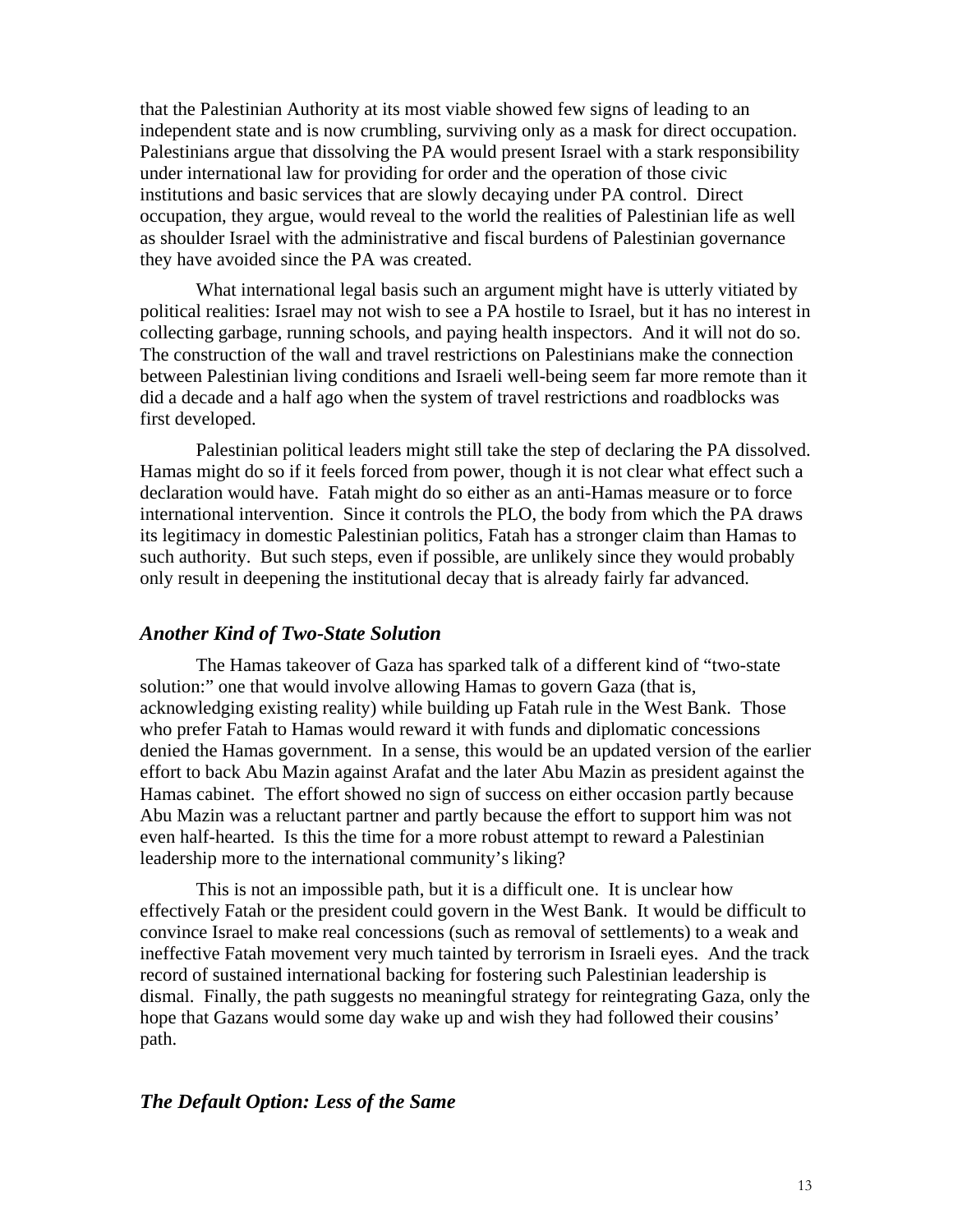that the Palestinian Authority at its most viable showed few signs of leading to an independent state and is now crumbling, surviving only as a mask for direct occupation. Palestinians argue that dissolving the PA would present Israel with a stark responsibility under international law for providing for order and the operation of those civic institutions and basic services that are slowly decaying under PA control. Direct occupation, they argue, would reveal to the world the realities of Palestinian life as well as shoulder Israel with the administrative and fiscal burdens of Palestinian governance they have avoided since the PA was created.

What international legal basis such an argument might have is utterly vitiated by political realities: Israel may not wish to see a PA hostile to Israel, but it has no interest in collecting garbage, running schools, and paying health inspectors. And it will not do so. The construction of the wall and travel restrictions on Palestinians make the connection between Palestinian living conditions and Israeli well-being seem far more remote than it did a decade and a half ago when the system of travel restrictions and roadblocks was first developed.

Palestinian political leaders might still take the step of declaring the PA dissolved. Hamas might do so if it feels forced from power, though it is not clear what effect such a declaration would have. Fatah might do so either as an anti-Hamas measure or to force international intervention. Since it controls the PLO, the body from which the PA draws its legitimacy in domestic Palestinian politics, Fatah has a stronger claim than Hamas to such authority. But such steps, even if possible, are unlikely since they would probably only result in deepening the institutional decay that is already fairly far advanced.

## *Another Kind of Two-State Solution*

The Hamas takeover of Gaza has sparked talk of a different kind of "two-state solution:" one that would involve allowing Hamas to govern Gaza (that is, acknowledging existing reality) while building up Fatah rule in the West Bank. Those who prefer Fatah to Hamas would reward it with funds and diplomatic concessions denied the Hamas government. In a sense, this would be an updated version of the earlier effort to back Abu Mazin against Arafat and the later Abu Mazin as president against the Hamas cabinet. The effort showed no sign of success on either occasion partly because Abu Mazin was a reluctant partner and partly because the effort to support him was not even half-hearted. Is this the time for a more robust attempt to reward a Palestinian leadership more to the international community's liking?

This is not an impossible path, but it is a difficult one. It is unclear how effectively Fatah or the president could govern in the West Bank. It would be difficult to convince Israel to make real concessions (such as removal of settlements) to a weak and ineffective Fatah movement very much tainted by terrorism in Israeli eyes. And the track record of sustained international backing for fostering such Palestinian leadership is dismal. Finally, the path suggests no meaningful strategy for reintegrating Gaza, only the hope that Gazans would some day wake up and wish they had followed their cousins' path.

## *The Default Option: Less of the Same*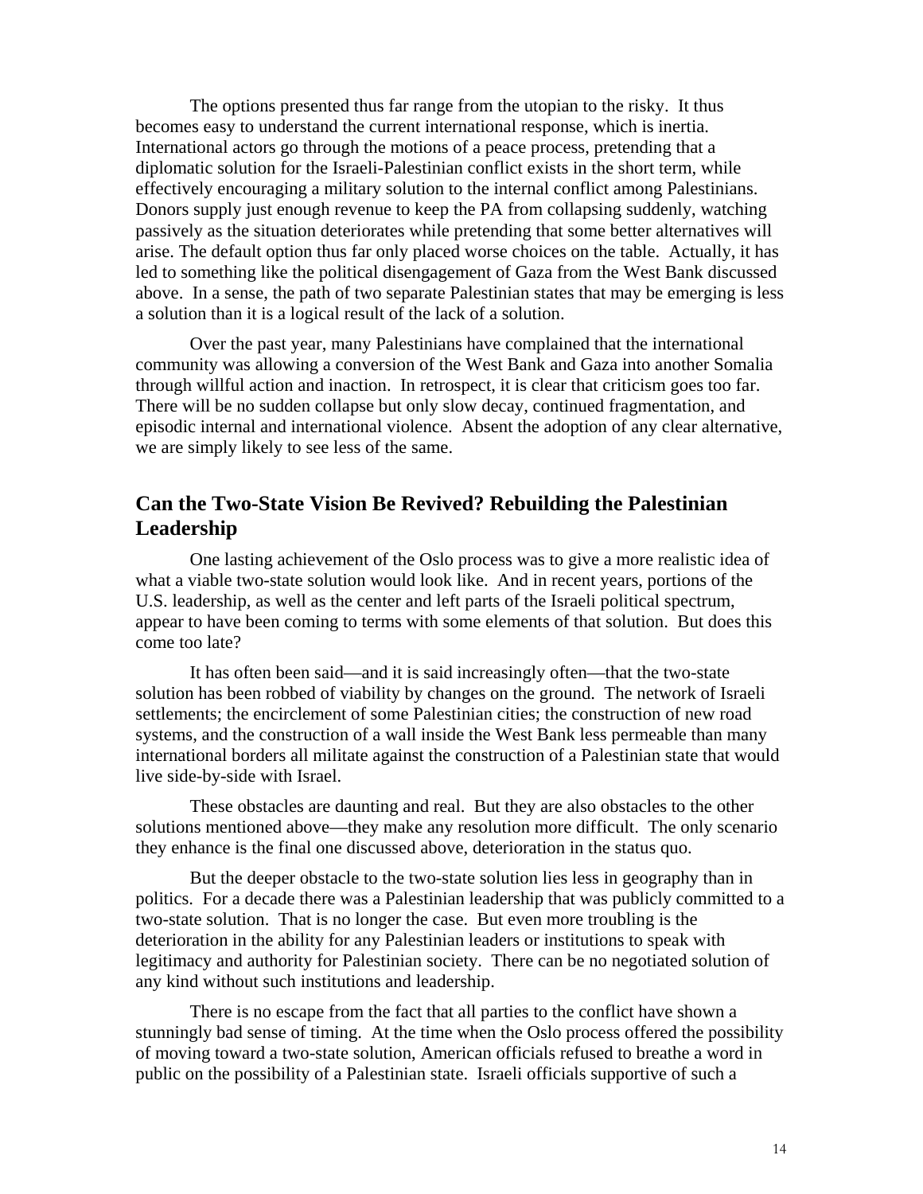The options presented thus far range from the utopian to the risky. It thus becomes easy to understand the current international response, which is inertia. International actors go through the motions of a peace process, pretending that a diplomatic solution for the Israeli-Palestinian conflict exists in the short term, while effectively encouraging a military solution to the internal conflict among Palestinians. Donors supply just enough revenue to keep the PA from collapsing suddenly, watching passively as the situation deteriorates while pretending that some better alternatives will arise. The default option thus far only placed worse choices on the table. Actually, it has led to something like the political disengagement of Gaza from the West Bank discussed above. In a sense, the path of two separate Palestinian states that may be emerging is less a solution than it is a logical result of the lack of a solution.

Over the past year, many Palestinians have complained that the international community was allowing a conversion of the West Bank and Gaza into another Somalia through willful action and inaction. In retrospect, it is clear that criticism goes too far. There will be no sudden collapse but only slow decay, continued fragmentation, and episodic internal and international violence. Absent the adoption of any clear alternative, we are simply likely to see less of the same.

## Can the Two-State Vision Be Revived? Rebuilding the Palestinian Leadership

One lasting achievement of the Oslo process was to give a more realistic idea of what a viable two-state solution would look like. And in recent years, portions of the U.S. leadership, as well as the center and left parts of the Israeli political spectrum, appear to have been coming to terms with some elements of that solution. But does this come too late?

It has often been said—and it is said increasingly often—that the two-state solution has been robbed of viability by changes on the ground. The network of Israeli settlements; the encirclement of some Palestinian cities; the construction of new road systems, and the construction of a wall inside the West Bank less permeable than many international borders all militate against the construction of a Palestinian state that would live side-by-side with Israel.

These obstacles are daunting and real. But they are also obstacles to the other solutions mentioned above—they make any resolution more difficult. The only scenario they enhance is the final one discussed above, deterioration in the status quo.

But the deeper obstacle to the two-state solution lies less in geography than in politics. For a decade there was a Palestinian leadership that was publicly committed to a two-state solution. That is no longer the case. But even more troubling is the deterioration in the ability for any Palestinian leaders or institutions to speak with legitimacy and authority for Palestinian society. There can be no negotiated solution of any kind without such institutions and leadership.

There is no escape from the fact that all parties to the conflict have shown a stunningly bad sense of timing. At the time when the Oslo process offered the possibility of moving toward a two-state solution, American officials refused to breathe a word in public on the possibility of a Palestinian state. Israeli officials supportive of such a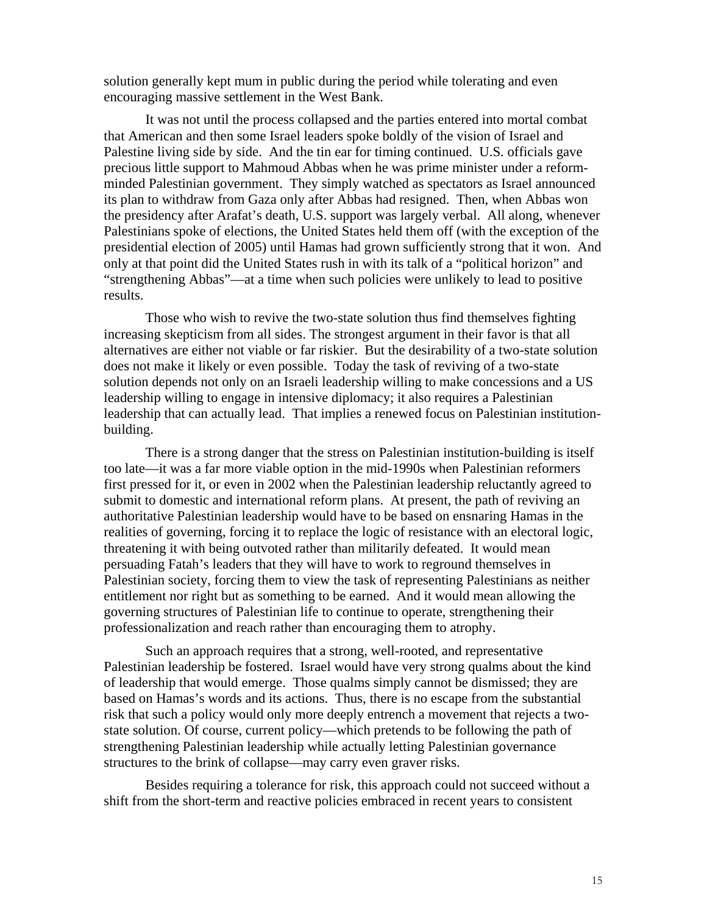solution generally kept mum in public during the period while tolerating and even encouraging massive settlement in the West Bank.

It was not until the process collapsed and the parties entered into mortal combat that American and then some Israel leaders spoke boldly of the vision of Israel and Palestine living side by side. And the tin ear for timing continued. U.S. officials gave precious little support to Mahmoud Abbas when he was prime minister under a reform-minded Palestinian government. They simply watched as spectators as Israel announced its plan to withdraw from Gaza only after Abbas had resigned. Then, when Abbas won the presidency after Arafat's death, U.S. support was largely verbal. All along, whenever Palestinians spoke of elections, the United States held them off (with the exception of the presidential election of 2005) until Hamas had grown sufficiently strong that it won. And only at that point did the United States rush in with its talk of a "political horizon" and "strengthening Abbas"—at a time when such policies were unlikely to lead to positive results.

Those who wish to revive the two-state solution thus find themselves fighting increasing skepticism from all sides. The strongest argument in their favor is that all alternatives are either not viable or far riskier. But the desirability of a two-state solution does not make it likely or even possible. Today the task of reviving of a two-state solution depends not only on an Israeli leadership willing to make concessions and a US leadership willing to engage in intensive diplomacy; it also requires a Palestinian leadership that can actually lead. That implies a renewed focus on Palestinian institution-building.

There is a strong danger that the stress on Palestinian institution-building is itself too late—it was a far more viable option in the mid-1990s when Palestinian reformers first pressed for it, or even in 2002 when the Palestinian leadership reluctantly agreed to submit to domestic and international reform plans. At present, the path of reviving an authoritative Palestinian leadership would have to be based on ensnaring Hamas in the realities of governing, forcing it to replace the logic of resistance with an electoral logic, threatening it with being outvoted rather than militarily defeated. It would mean persuading Fatah's leaders that they will have to work to reground themselves in Palestinian society, forcing them to view the task of representing Palestinians as neither entitlement nor right but as something to be earned. And it would mean allowing the governing structures of Palestinian life to continue to operate, strengthening their professionalization and reach rather than encouraging them to atrophy.

Such an approach requires that a strong, well-rooted, and representative Palestinian leadership be fostered. Israel would have very strong qualms about the kind of leadership that would emerge. Those qualms simply cannot be dismissed; they are based on Hamas's words and its actions. Thus, there is no escape from the substantial risk that such a policy would only more deeply entrench a movement that rejects a two-state solution. Of course, current policy—which pretends to be following the path of strengthening Palestinian leadership while actually letting Palestinian governance structures to the brink of collapse—may carry even graver risks.

Besides requiring a tolerance for risk, this approach could not succeed without a shift from the short-term and reactive policies embraced in recent years to consistent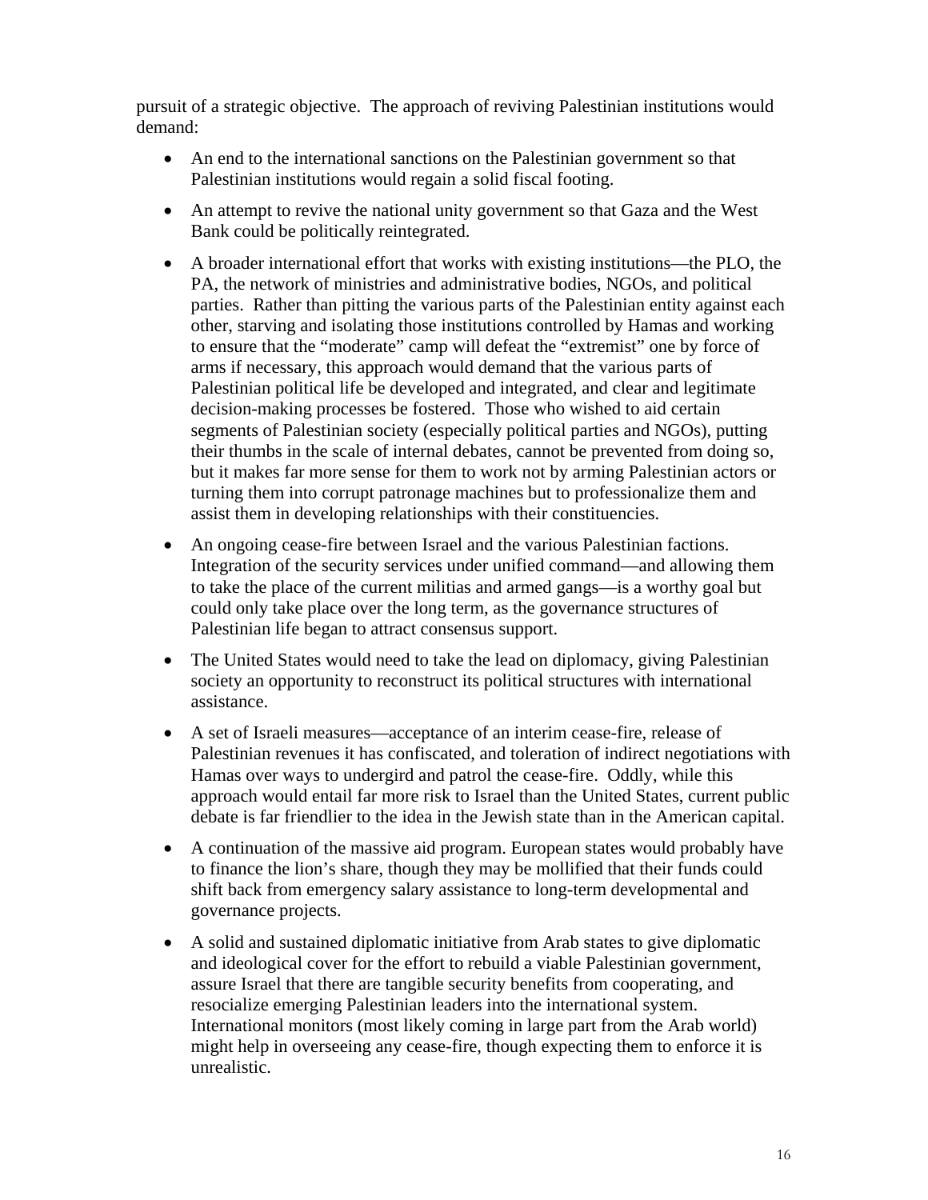pursuit of a strategic objective. The approach of reviving Palestinian institutions would demand:

- An end to the international sanctions on the Palestinian government so that Palestinian institutions would regain a solid fiscal footing.
- An attempt to revive the national unity government so that Gaza and the West Bank could be politically reintegrated.
- A broader international effort that works with existing institutions—the PLO, the PA, the network of ministries and administrative bodies, NGOs, and political parties. Rather than pitting the various parts of the Palestinian entity against each other, starving and isolating those institutions controlled by Hamas and working to ensure that the "moderate" camp will defeat the "extremist" one by force of arms if necessary, this approach would demand that the various parts of Palestinian political life be developed and integrated, and clear and legitimate decision-making processes be fostered. Those who wished to aid certain segments of Palestinian society (especially political parties and NGOs), putting their thumbs in the scale of internal debates, cannot be prevented from doing so, but it makes far more sense for them to work not by arming Palestinian actors or turning them into corrupt patronage machines but to professionalize them and assist them in developing relationships with their constituencies.
- An ongoing cease-fire between Israel and the various Palestinian factions. Integration of the security services under unified command—and allowing them to take the place of the current militias and armed gangs—is a worthy goal but could only take place over the long term, as the governance structures of Palestinian life began to attract consensus support.
- The United States would need to take the lead on diplomacy, giving Palestinian society an opportunity to reconstruct its political structures with international assistance.
- A set of Israeli measures—acceptance of an interim cease-fire, release of Palestinian revenues it has confiscated, and toleration of indirect negotiations with Hamas over ways to undergird and patrol the cease-fire. Oddly, while this approach would entail far more risk to Israel than the United States, current public debate is far friendlier to the idea in the Jewish state than in the American capital.
- A continuation of the massive aid program. European states would probably have to finance the lion's share, though they may be mollified that their funds could shift back from emergency salary assistance to long-term developmental and governance projects.
- A solid and sustained diplomatic initiative from Arab states to give diplomatic and ideological cover for the effort to rebuild a viable Palestinian government, assure Israel that there are tangible security benefits from cooperating, and resocialize emerging Palestinian leaders into the international system. International monitors (most likely coming in large part from the Arab world) might help in overseeing any cease-fire, though expecting them to enforce it is unrealistic.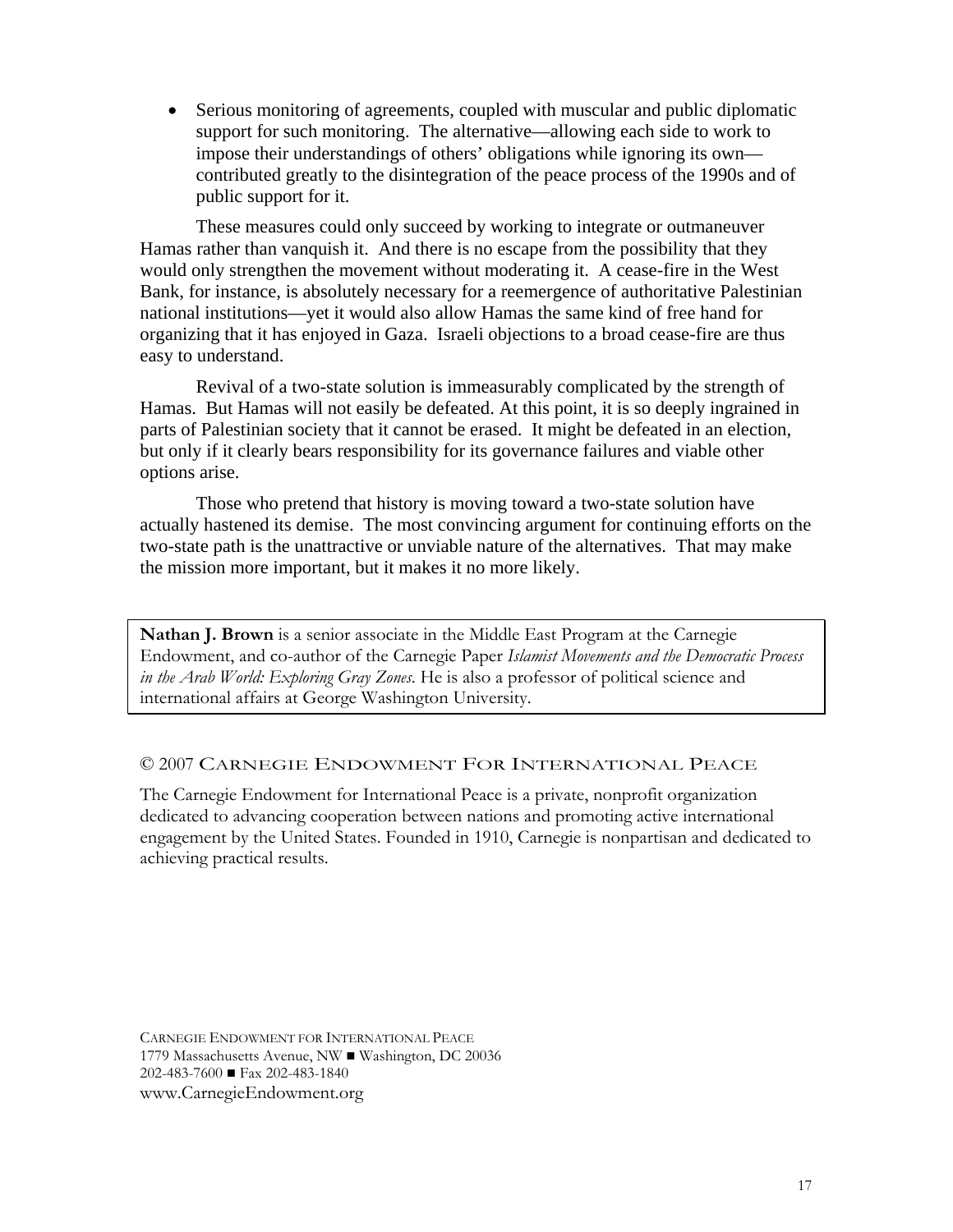- Serious monitoring of agreements, coupled with muscular and public diplomatic support for such monitoring. The alternative—allowing each side to work to impose their understandings of others' obligations while ignoring its own—contributed greatly to the disintegration of the peace process of the 1990s and of public support for it.

These measures could only succeed by working to integrate or outmaneuver Hamas rather than vanquish it. And there is no escape from the possibility that they would only strengthen the movement without moderating it. A cease-fire in the West Bank, for instance, is absolutely necessary for a reemergence of authoritative Palestinian national institutions—yet it would also allow Hamas the same kind of free hand for organizing that it has enjoyed in Gaza. Israeli objections to a broad cease-fire are thus easy to understand.

Revival of a two-state solution is immeasurably complicated by the strength of Hamas. But Hamas will not easily be defeated. At this point, it is so deeply ingrained in parts of Palestinian society that it cannot be erased. It might be defeated in an election, but only if it clearly bears responsibility for its governance failures and viable other options arise.

Those who pretend that history is moving toward a two-state solution have actually hastened its demise. The most convincing argument for continuing efforts on the two-state path is the unattractive or unviable nature of the alternatives. That may make the mission more important, but it makes it no more likely.

**Nathan J. Brown** is a senior associate in the Middle East Program at the Carnegie Endowment, and co-author of the Carnegie Paper *Islamist Movements and the Democratic Process in the Arab World: Exploring Gray Zones*. He is also a professor of political science and international affairs at George Washington University.

© 2007 CARNEGIE ENDOWMENT FOR INTERNATIONAL PEACE

The Carnegie Endowment for International Peace is a private, nonprofit organization dedicated to advancing cooperation between nations and promoting active international engagement by the United States. Founded in 1910, Carnegie is nonpartisan and dedicated to achieving practical results.

CARNEGIE ENDOWMENT FOR INTERNATIONAL PEACE
1779 Massachusetts Avenue, NW ■ Washington, DC 20036
202-483-7600 ■ Fax 202-483-1840
www.CarnegieEndowment.org